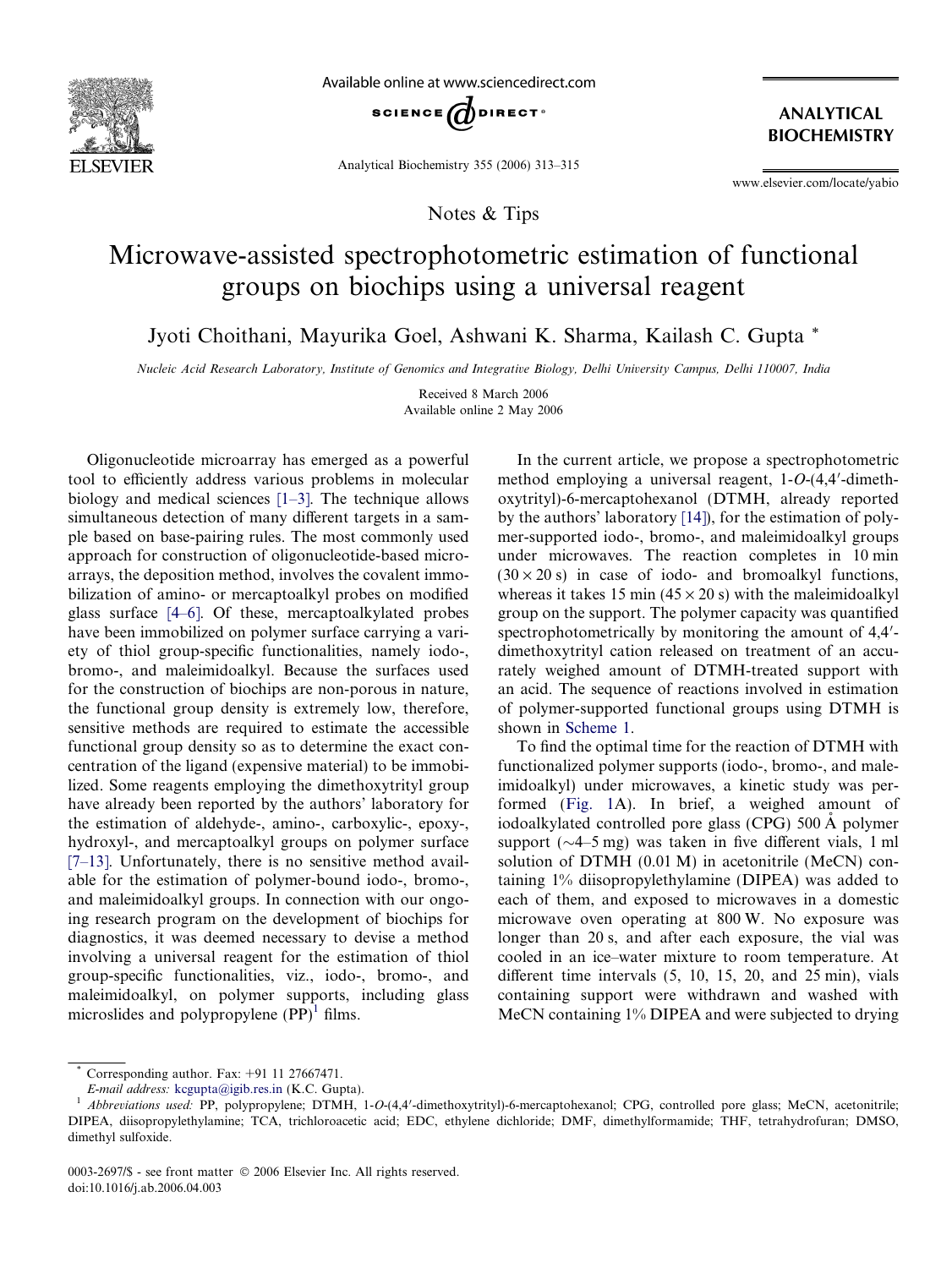Notes & Tips

# Microwave-assisted spectrophotometric estimation of functional groups on biochips using a universal reagent

Jyoti Choithani, Mayurika Goel, Ashwani K. Sharma, Kailash C. Gupta *

*Nucleic Acid Research Laboratory, Institute of Genomics and Integrative Biology, Delhi University Campus, Delhi 110007, India*

Received 8 March 2006
Available online 2 May 2006

Oligonucleotide microarray has emerged as a powerful tool to efficiently address various problems in molecular biology and medical sciences [1–3]. The technique allows simultaneous detection of many different targets in a sample based on base-pairing rules. The most commonly used approach for construction of oligonucleotide-based microarrays, the deposition method, involves the covalent immobilization of amino- or mercaptoalkyl probes on modified glass surface [4–6]. Of these, mercaptoalkylated probes have been immobilized on polymer surface carrying a variety of thiol group-specific functionalities, namely iodo-, bromo-, and maleimidoalkyl. Because the surfaces used for the construction of biochips are non-porous in nature, the functional group density is extremely low, therefore, sensitive methods are required to estimate the accessible functional group density so as to determine the exact concentration of the ligand (expensive material) to be immobilized. Some reagents employing the dimethoxytrityl group have already been reported by the authors' laboratory for the estimation of aldehyde-, amino-, carboxylic-, epoxy-, hydroxyl-, and mercaptoalkyl groups on polymer surface [7–13]. Unfortunately, there is no sensitive method available for the estimation of polymer-bound iodo-, bromo-, and maleimidoalkyl groups. In connection with our ongoing research program on the development of biochips for diagnostics, it was deemed necessary to devise a method involving a universal reagent for the estimation of thiol group-specific functionalities, viz., iodo-, bromo-, and maleimidoalkyl, on polymer supports, including glass microslides and polypropylene (PP)[1] films.

In the current article, we propose a spectrophotometric method employing a universal reagent, 1-*O*-(4,4′-dimethoxytrityl)-6-mercaptohexanol (DTMH, already reported by the authors' laboratory [14]), for the estimation of polymer-supported iodo-, bromo-, and maleimidoalkyl groups under microwaves. The reaction completes in 10 min ($30 \times 20$ s) in case of iodo- and bromoalkyl functions, whereas it takes 15 min ($45 \times 20$ s) with the maleimidoalkyl group on the support. The polymer capacity was quantified spectrophotometrically by monitoring the amount of 4,4′-dimethoxytrityl cation released on treatment of an accurately weighed amount of DTMH-treated support with an acid. The sequence of reactions involved in estimation of polymer-supported functional groups using DTMH is shown in Scheme 1.

To find the optimal time for the reaction of DTMH with functionalized polymer supports (iodo-, bromo-, and maleimidoalkyl) under microwaves, a kinetic study was performed (Fig. 1A). In brief, a weighed amount of iodoalkylated controlled pore glass (CPG) 500 Å polymer support (~4–5 mg) was taken in five different vials, 1 ml solution of DTMH (0.01 M) in acetonitrile (MeCN) containing 1% diisopropylethylamine (DIPEA) was added to each of them, and exposed to microwaves in a domestic microwave oven operating at 800 W. No exposure was longer than 20 s, and after each exposure, the vial was cooled in an ice–water mixture to room temperature. At different time intervals (5, 10, 15, 20, and 25 min), vials containing support were withdrawn and washed with MeCN containing 1% DIPEA and were subjected to drying

---

* Corresponding author. Fax: +91 11 27667471.
*E-mail address:* kcgupta@igib.res.in (K.C. Gupta).

[1] *Abbreviations used:* PP, polypropylene; DTMH, 1-*O*-(4,4′-dimethoxytrityl)-6-mercaptohexanol; CPG, controlled pore glass; MeCN, acetonitrile; DIPEA, diisopropylethylamine; TCA, trichloroacetic acid; EDC, ethylene dichloride; DMF, dimethylformamide; THF, tetrahydrofuran; DMSO, dimethyl sulfoxide.

0003-2697/$ - see front matter © 2006 Elsevier Inc. All rights reserved.
doi:10.1016/j.ab.2006.04.003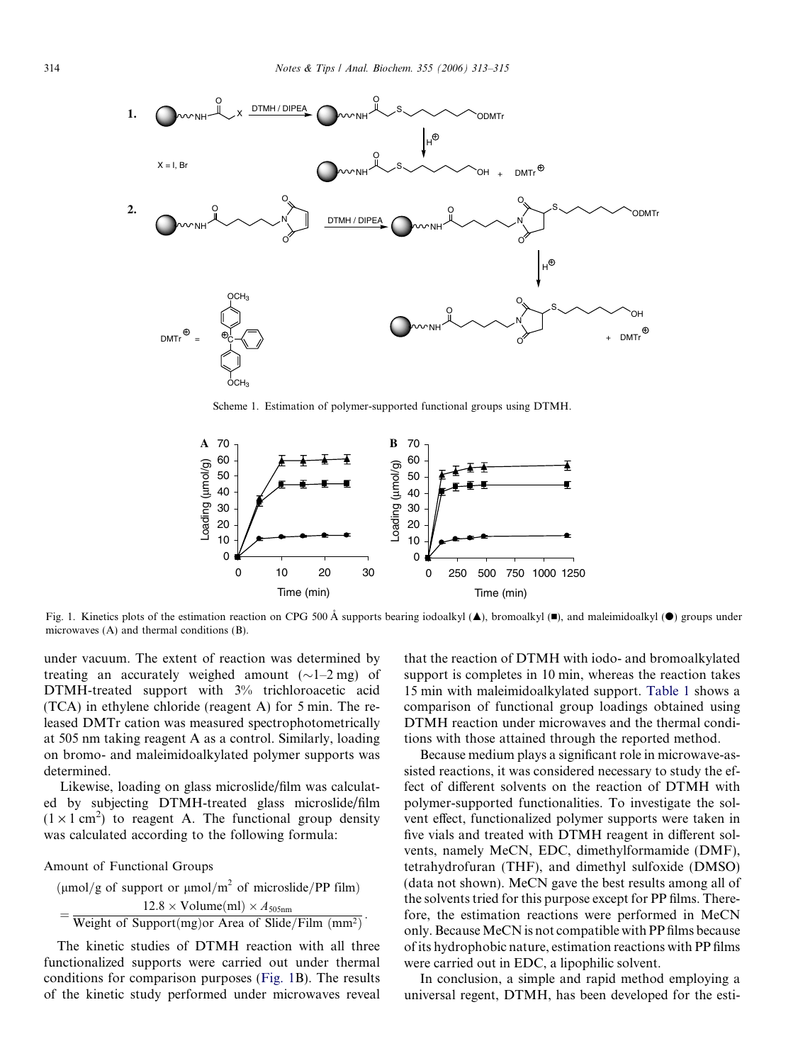Scheme 1. Estimation of polymer-supported functional groups using DTMH.

Fig. 1. Kinetics plots of the estimation reaction on CPG 500 Å supports bearing iodoalkyl (▲), bromoalkyl (■), and maleimidoalkyl (●) groups under microwaves (A) and thermal conditions (B).

under vacuum. The extent of reaction was determined by treating an accurately weighed amount (~1–2 mg) of DTMH-treated support with 3% trichloroacetic acid (TCA) in ethylene chloride (reagent A) for 5 min. The released DMTr cation was measured spectrophotometrically at 505 nm taking reagent A as a control. Similarly, loading on bromo- and maleimidoalkylated polymer supports was determined.

Likewise, loading on glass microslide/film was calculated by subjecting DTMH-treated glass microslide/film ($1 \times 1\ \text{cm}^2$) to reagent A. The functional group density was calculated according to the following formula:

Amount of Functional Groups

$$(\mu\text{mol/g of support or } \mu\text{mol/m}^2 \text{ of microslide/PP film}) = \frac{12.8 \times \text{Volume(ml)} \times A_{505\text{nm}}}{\text{Weight of Support(mg)or Area of Slide/Film (mm}^2)}.$$

The kinetic studies of DTMH reaction with all three functionalized supports were carried out under thermal conditions for comparison purposes (Fig. 1B). The results of the kinetic study performed under microwaves reveal that the reaction of DTMH with iodo- and bromoalkylated support is completes in 10 min, whereas the reaction takes 15 min with maleimidoalkylated support. Table 1 shows a comparison of functional group loadings obtained using DTMH reaction under microwaves and the thermal conditions with those attained through the reported method.

Because medium plays a significant role in microwave-assisted reactions, it was considered necessary to study the effect of different solvents on the reaction of DTMH with polymer-supported functionalities. To investigate the solvent effect, functionalized polymer supports were taken in five vials and treated with DTMH reagent in different solvents, namely MeCN, EDC, dimethylformamide (DMF), tetrahydrofuran (THF), and dimethyl sulfoxide (DMSO) (data not shown). MeCN gave the best results among all of the solvents tried for this purpose except for PP films. Therefore, the estimation reactions were performed in MeCN only. Because MeCN is not compatible with PP films because of its hydrophobic nature, estimation reactions with PP films were carried out in EDC, a lipophilic solvent.

In conclusion, a simple and rapid method employing a universal regent, DTMH, has been developed for the esti-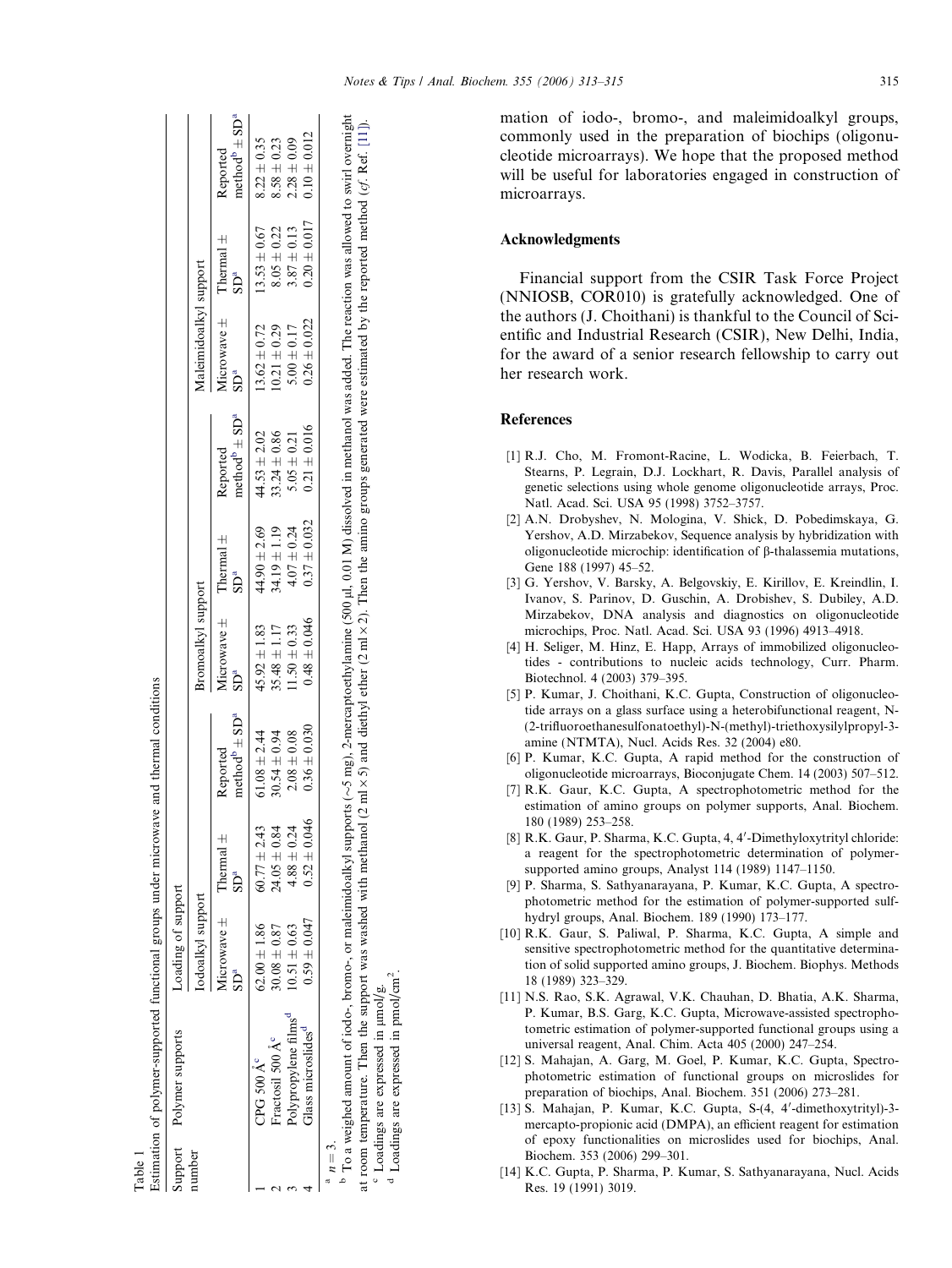Table 1
Estimation of polymer-supported functional groups under microwave and thermal conditions

| Support number | Polymer supports | Loading of support | | | | | | | | |
|---|---|---|---|---|---|---|---|---|---|---|
| | | Iodoalkyl support | | | Bromoalkyl support | | | Maleimidoalkyl support | | |
| | | Microwave ± SD[a] | Thermal ± SD[a] | Reported method[b] ± SD[a] | Microwave ± SD[a] | Thermal ± SD[a] | Reported method[b] ± SD[a] | Microwave ± SD[a] | Thermal ± SD[a] | Reported method[b] ± SD[a] |
| 1 | CPG 500 Å[c] | 62.00 ± 1.86 | 60.77 ± 2.43 | 61.08 ± 2.44 | 45.92 ± 1.83 | 44.90 ± 2.69 | 44.53 ± 2.02 | 13.62 ± 0.72 | 13.53 ± 0.67 | 8.22 ± 0.35 |
| 2 | Fractosil 500 Å[c] | 30.08 ± 0.87 | 24.05 ± 0.84 | 30.54 ± 0.94 | 35.48 ± 1.17 | 34.19 ± 1.19 | 33.24 ± 0.86 | 10.21 ± 0.29 | 8.05 ± 0.22 | 8.58 ± 0.23 |
| 3 | Polypropylene films[d] | 10.51 ± 0.63 | 4.88 ± 0.24 | 2.08 ± 0.08 | 11.50 ± 0.33 | 4.07 ± 0.24 | 5.05 ± 0.21 | 5.00 ± 0.17 | 3.87 ± 0.13 | 2.28 ± 0.09 |
| 4 | Glass microslides[d] | 0.59 ± 0.047 | 0.52 ± 0.046 | 0.36 ± 0.030 | 0.48 ± 0.046 | 0.37 ± 0.032 | 0.21 ± 0.016 | 0.26 ± 0.022 | 0.20 ± 0.017 | 0.10 ± 0.012 |

[a] $n = 3$.

[b] To a weighed amount of iodo-, bromo-, or maleimidoalkyl supports (~5 mg), 2-mercaptoethylamine (500 μl, 0.01 M) dissolved in methanol was added. The reaction was allowed to swirl overnight at room temperature. Then the support was washed with methanol (2 ml × 5) and diethyl ether (2 ml × 2). Then the amino groups generated were estimated by the reported method (*cf.* Ref. [11]).

[c] Loadings are expressed in μmol/g.

[d] Loadings are expressed in $pmol/cm^2$.

mation of iodo-, bromo-, and maleimidoalkyl groups, commonly used in the preparation of biochips (oligonucleotide microarrays). We hope that the proposed method will be useful for laboratories engaged in construction of microarrays.

## Acknowledgments

Financial support from the CSIR Task Force Project (NNIOSB, COR010) is gratefully acknowledged. One of the authors (J. Choithani) is thankful to the Council of Scientific and Industrial Research (CSIR), New Delhi, India, for the award of a senior research fellowship to carry out her research work.

## References

[1] R.J. Cho, M. Fromont-Racine, L. Wodicka, B. Feierbach, T. Stearns, P. Legrain, D.J. Lockhart, R. Davis, Parallel analysis of genetic selections using whole genome oligonucleotide arrays, Proc. Natl. Acad. Sci. USA 95 (1998) 3752–3757.

[2] A.N. Drobyshev, N. Mologina, V. Shick, D. Pobedimskaya, G. Yershov, A.D. Mirzabekov, Sequence analysis by hybridization with oligonucleotide microchip: identification of β-thalassemia mutations, Gene 188 (1997) 45–52.

[3] G. Yershov, V. Barsky, A. Belgovskiy, E. Kirillov, E. Kreindlin, I. Ivanov, S. Parinov, D. Guschin, A. Drobishev, S. Dubiley, A.D. Mirzabekov, DNA analysis and diagnostics on oligonucleotide microchips, Proc. Natl. Acad. Sci. USA 93 (1996) 4913–4918.

[4] H. Seliger, M. Hinz, E. Happ, Arrays of immobilized oligonucleotides - contributions to nucleic acids technology, Curr. Pharm. Biotechnol. 4 (2003) 379–395.

[5] P. Kumar, J. Choithani, K.C. Gupta, Construction of oligonucleotide arrays on a glass surface using a heterobifunctional reagent, N-(2-trifluoroethanesulfonatoethyl)-N-(methyl)-triethoxysilylpropyl-3-amine (NTMTA), Nucl. Acids Res. 32 (2004) e80.

[6] P. Kumar, K.C. Gupta, A rapid method for the construction of oligonucleotide microarrays, Bioconjugate Chem. 14 (2003) 507–512.

[7] R.K. Gaur, K.C. Gupta, A spectrophotometric method for the estimation of amino groups on polymer supports, Anal. Biochem. 180 (1989) 253–258.

[8] R.K. Gaur, P. Sharma, K.C. Gupta, 4, 4′-Dimethyloxytrityl chloride: a reagent for the spectrophotometric determination of polymer-supported amino groups, Analyst 114 (1989) 1147–1150.

[9] P. Sharma, S. Sathyanarayana, P. Kumar, K.C. Gupta, A spectrophotometric method for the estimation of polymer-supported sulfhydryl groups, Anal. Biochem. 189 (1990) 173–177.

[10] R.K. Gaur, S. Paliwal, P. Sharma, K.C. Gupta, A simple and sensitive spectrophotometric method for the quantitative determination of solid supported amino groups, J. Biochem. Biophys. Methods 18 (1989) 323–329.

[11] N.S. Rao, S.K. Agrawal, V.K. Chauhan, D. Bhatia, A.K. Sharma, P. Kumar, B.S. Garg, K.C. Gupta, Microwave-assisted spectrophotometric estimation of polymer-supported functional groups using a universal reagent, Anal. Chim. Acta 405 (2000) 247–254.

[12] S. Mahajan, A. Garg, M. Goel, P. Kumar, K.C. Gupta, Spectrophotometric estimation of functional groups on microslides for preparation of biochips, Anal. Biochem. 351 (2006) 273–281.

[13] S. Mahajan, P. Kumar, K.C. Gupta, S-(4, 4′-dimethoxytrityl)-3-mercapto-propionic acid (DMPA), an efficient reagent for estimation of epoxy functionalities on microslides used for biochips, Anal. Biochem. 353 (2006) 299–301.

[14] K.C. Gupta, P. Sharma, P. Kumar, S. Sathyanarayana, Nucl. Acids Res. 19 (1991) 3019.